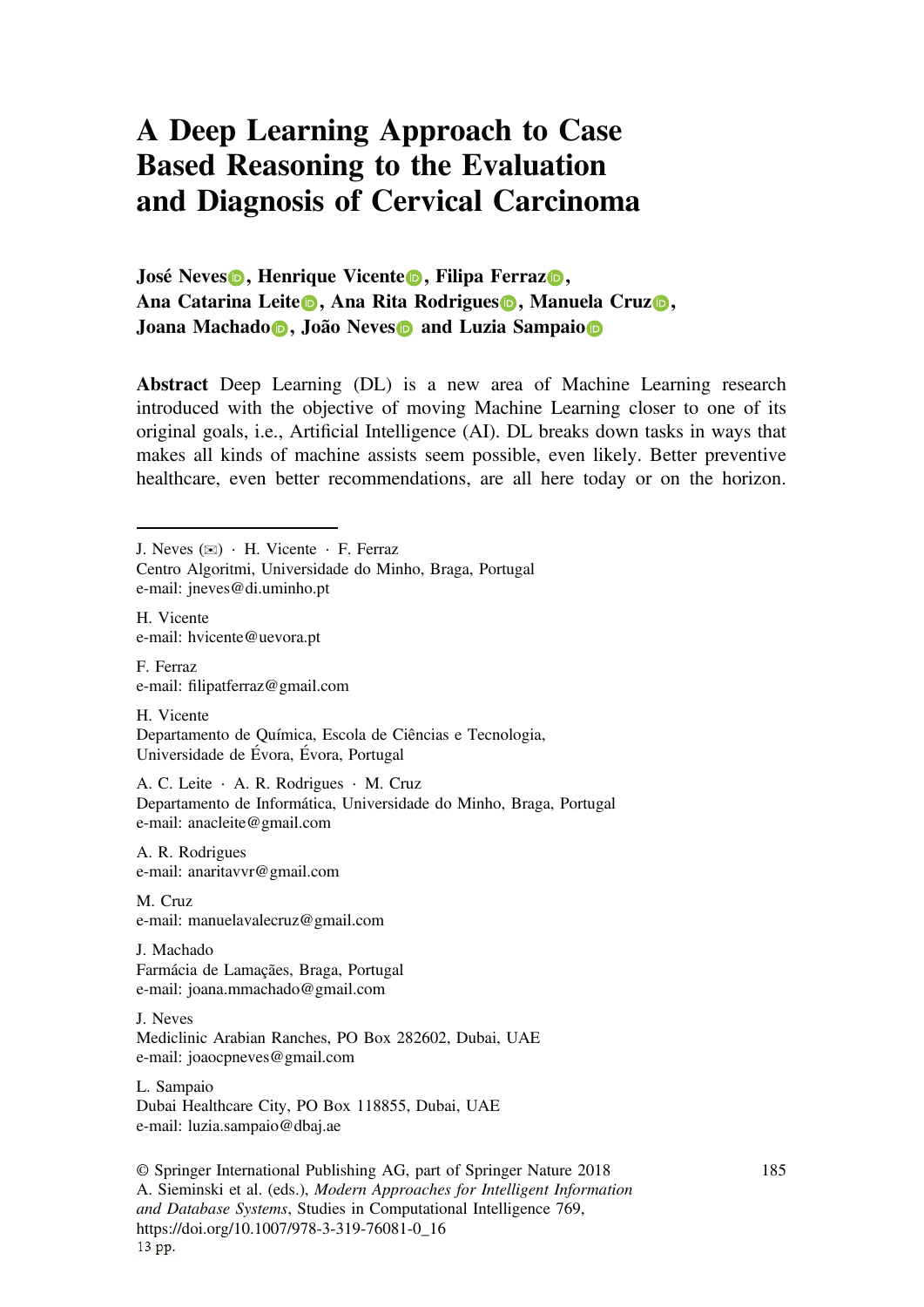# A Deep Learning Approach to Case Based Reasoning to the Evaluation and Diagnosis of Cervical Carcinoma

**José Neves, Henrique Vicente, Filipa Ferraz, Ana Catarina Leite, Ana Rita Rodrigues, Manuela Cruz, Joana Machado, João Neves and Luzia Sampaio**

**Abstract** Deep Learning (DL) is a new area of Machine Learning research introduced with the objective of moving Machine Learning closer to one of its original goals, i.e., Artificial Intelligence (AI). DL breaks down tasks in ways that makes all kinds of machine assists seem possible, even likely. Better preventive healthcare, even better recommendations, are all here today or on the horizon.

---

J. Neves (✉) · H. Vicente · F. Ferraz
Centro Algoritmi, Universidade do Minho, Braga, Portugal
e-mail: jneves@di.uminho.pt

H. Vicente
e-mail: hvicente@uevora.pt

F. Ferraz
e-mail: filipatferraz@gmail.com

H. Vicente
Departamento de Química, Escola de Ciências e Tecnologia,
Universidade de Évora, Évora, Portugal

A. C. Leite · A. R. Rodrigues · M. Cruz
Departamento de Informática, Universidade do Minho, Braga, Portugal
e-mail: anacleite@gmail.com

A. R. Rodrigues
e-mail: anaritavvr@gmail.com

M. Cruz
e-mail: manuelavalecruz@gmail.com

J. Machado
Farmácia de Lamações, Braga, Portugal
e-mail: joana.mmachado@gmail.com

J. Neves
Mediclinic Arabian Ranches, PO Box 282602, Dubai, UAE
e-mail: joaocpneves@gmail.com

L. Sampaio
Dubai Healthcare City, PO Box 118855, Dubai, UAE
e-mail: luzia.sampaio@dbaj.ae

© Springer International Publishing AG, part of Springer Nature 2018
A. Sieminski et al. (eds.), *Modern Approaches for Intelligent Information and Database Systems*, Studies in Computational Intelligence 769,
https://doi.org/10.1007/978-3-319-76081-0_16
13 pp.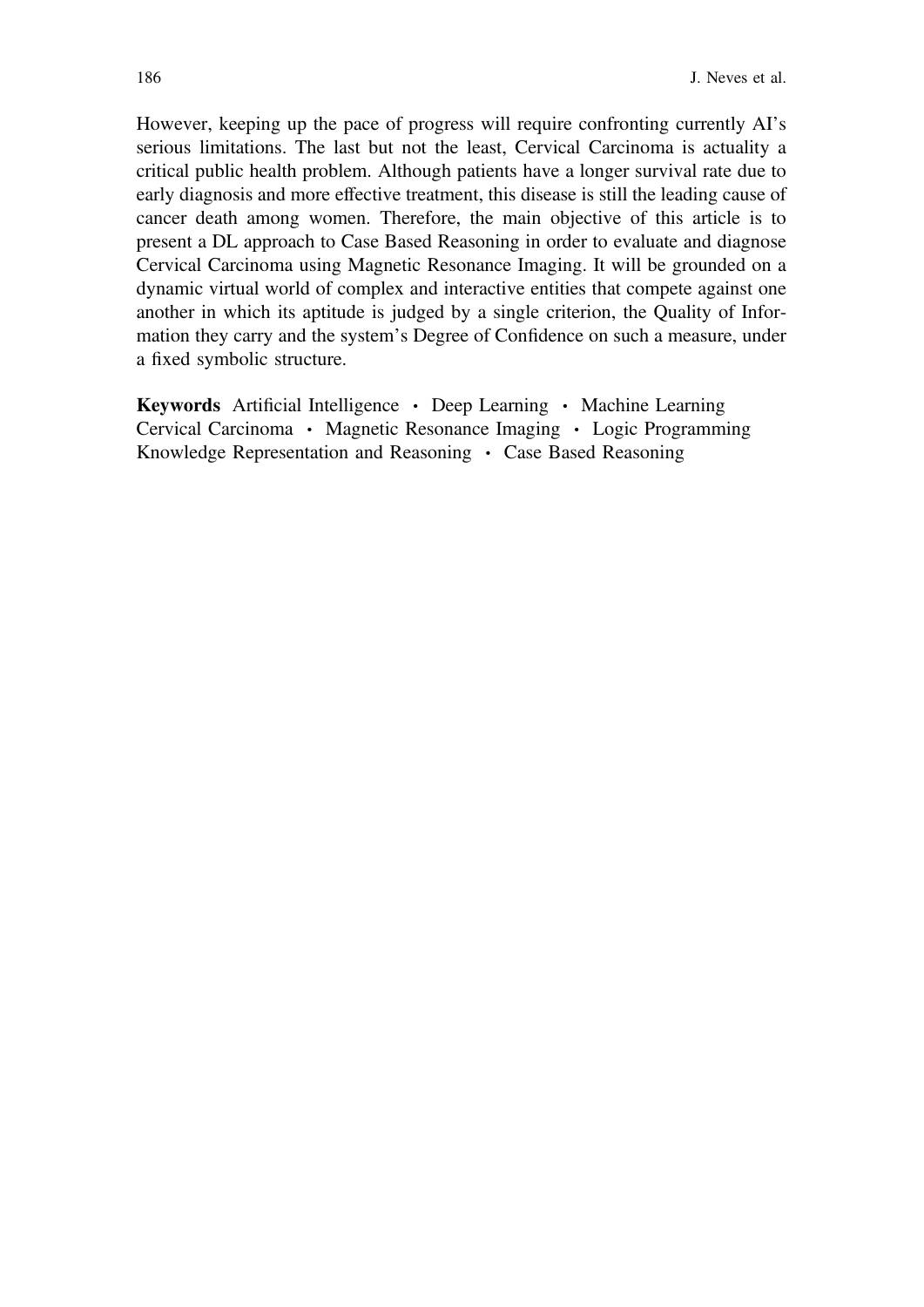However, keeping up the pace of progress will require confronting currently AI's serious limitations. The last but not the least, Cervical Carcinoma is actuality a critical public health problem. Although patients have a longer survival rate due to early diagnosis and more effective treatment, this disease is still the leading cause of cancer death among women. Therefore, the main objective of this article is to present a DL approach to Case Based Reasoning in order to evaluate and diagnose Cervical Carcinoma using Magnetic Resonance Imaging. It will be grounded on a dynamic virtual world of complex and interactive entities that compete against one another in which its aptitude is judged by a single criterion, the Quality of Information they carry and the system's Degree of Confidence on such a measure, under a fixed symbolic structure.

**Keywords** Artificial Intelligence · Deep Learning · Machine Learning Cervical Carcinoma · Magnetic Resonance Imaging · Logic Programming Knowledge Representation and Reasoning · Case Based Reasoning